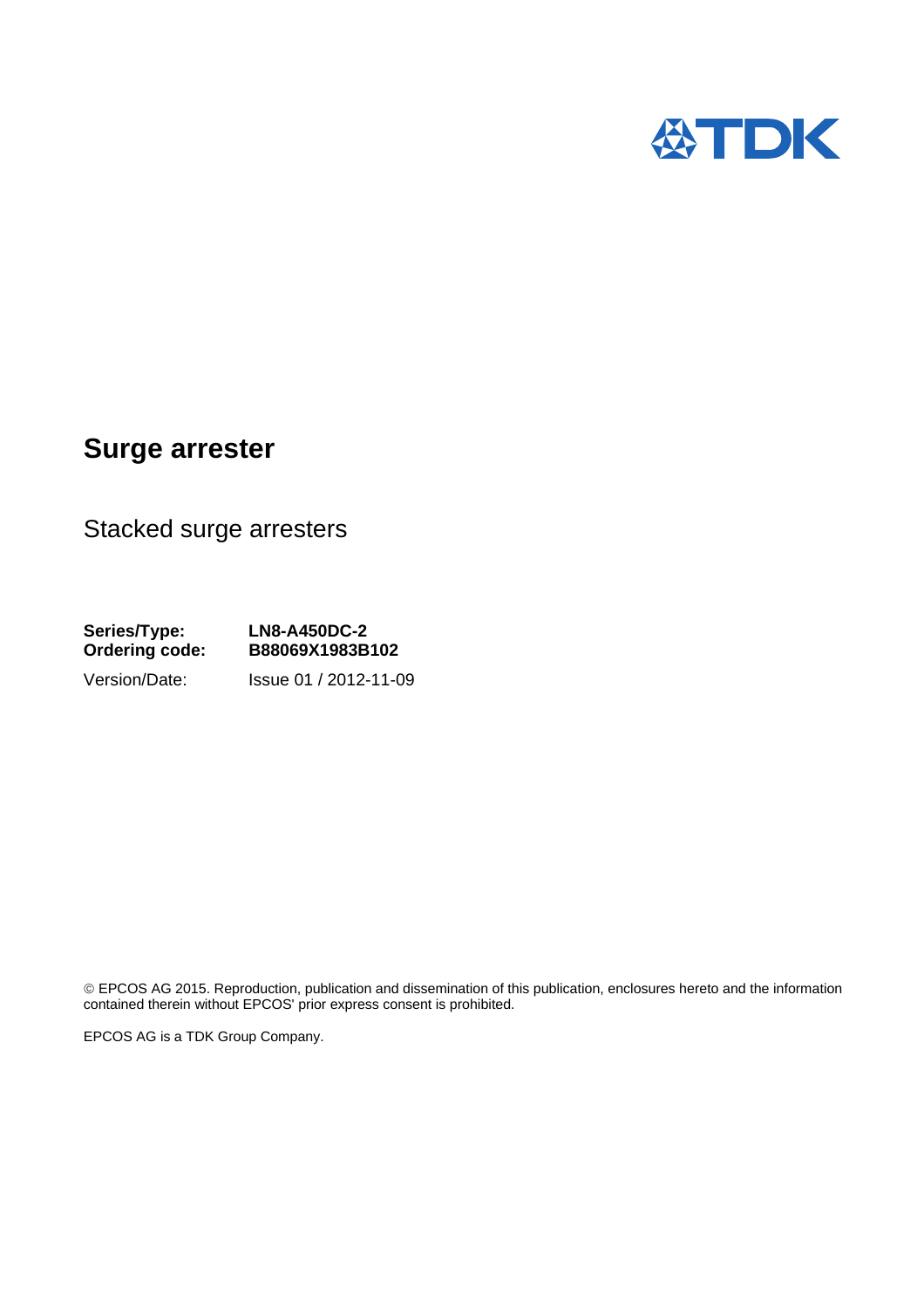# Surge arrester

Stacked surge arresters

**Series/Type:** **LN8-A450DC-2**
**Ordering code:** **B88069X1983B102**

Version/Date: Issue 01 / 2012-11-09

© EPCOS AG 2015. Reproduction, publication and dissemination of this publication, enclosures hereto and the information contained therein without EPCOS' prior express consent is prohibited.

EPCOS AG is a TDK Group Company.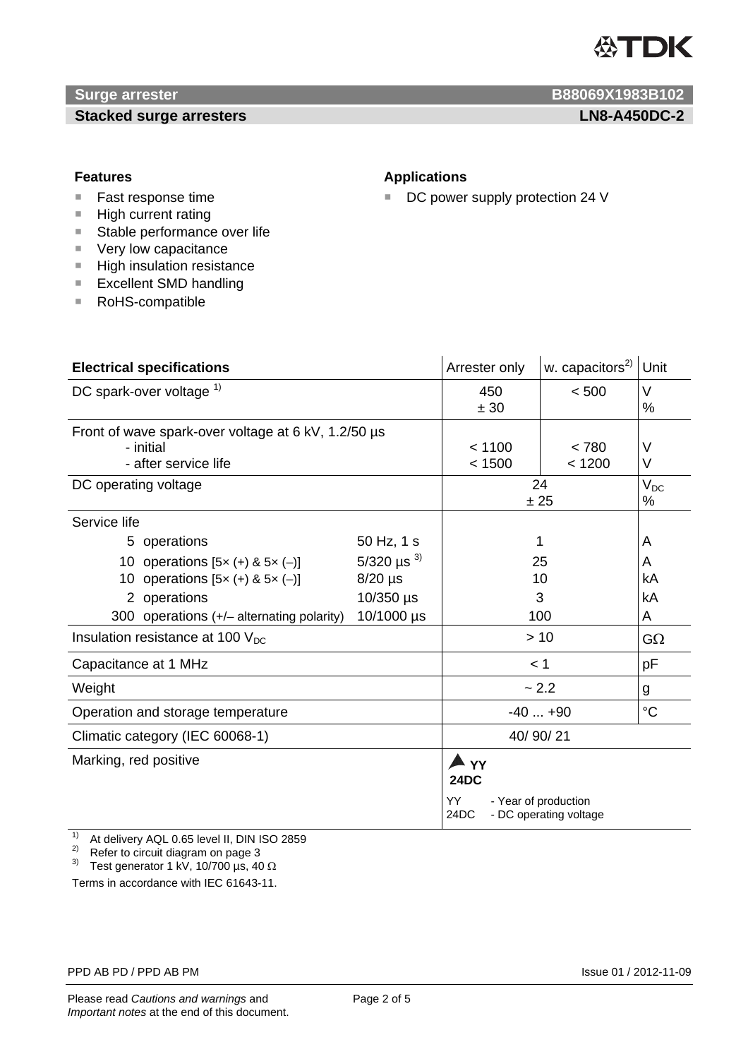# Surge arrester — B88069X1983B102

## Stacked surge arresters — LN8-A450DC-2

### Features

- Fast response time
- High current rating
- Stable performance over life
- Very low capacitance
- High insulation resistance
- Excellent SMD handling
- RoHS-compatible

### Applications

- DC power supply protection 24 V

| Electrical specifications | | Arrester only | w. capacitors[2] | Unit |
|---|---|---|---|---|
| DC spark-over voltage [1] | | 450<br>± 30 | < 500 | V<br>% |
| Front of wave spark-over voltage at 6 kV, 1.2/50 µs<br>- initial<br>- after service life | | < 1100<br>< 1500 | < 780<br>< 1200 | V<br>V |
| DC operating voltage | | 24<br>± 25 | | $V_{DC}$<br>% |
| Service life | | | | |
| 5 operations | 50 Hz, 1 s | 1 | | A |
| 10 operations [5× (+) & 5× (–)] | 5/320 µs [3] | 25 | | A |
| 10 operations [5× (+) & 5× (–)] | 8/20 µs | 10 | | kA |
| 2 operations | 10/350 µs | 3 | | kA |
| 300 operations (+/– alternating polarity) | 10/1000 µs | 100 | | A |
| Insulation resistance at 100 $V_{DC}$ | | > 10 | | GΩ |
| Capacitance at 1 MHz | | < 1 | | pF |
| Weight | | ~ 2.2 | | g |
| Operation and storage temperature | | -40 ... +90 | | °C |
| Climatic category (IEC 60068-1) | | 40/ 90/ 21 | | |
| Marking, red positive | | ▲ YY<br>24DC<br>YY - Year of production<br>24DC - DC operating voltage | | |

[1] At delivery AQL 0.65 level II, DIN ISO 2859
[2] Refer to circuit diagram on page 3
[3] Test generator 1 kV, 10/700 µs, 40 Ω

Terms in accordance with IEC 61643-11.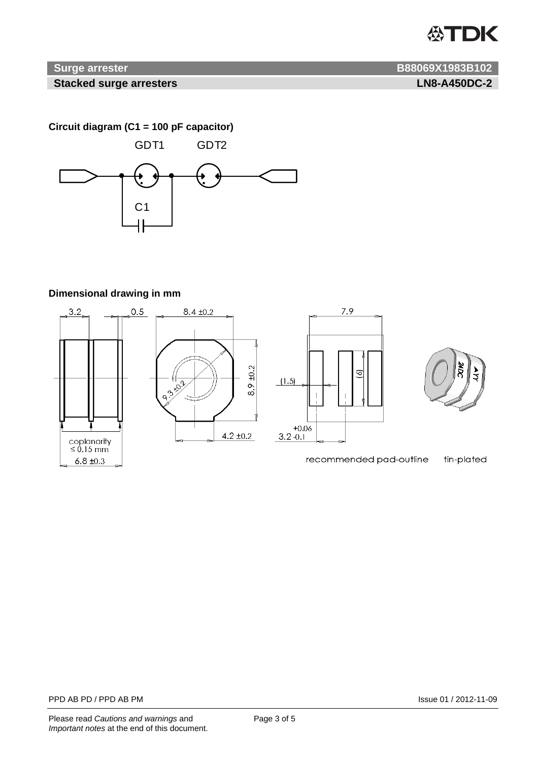**Surge arrester** **B88069X1983B102**

**Stacked surge arresters** **LN8-A450DC-2**

**Circuit diagram (C1 = 100 pF capacitor)**

GDT1 GDT2

C1

**Dimensional drawing in mm**

3.2 0.5 8.4 ±0.2 7.9

9.3 ±0.2 8.9 ±0.2 (1.5) (6)

coplanarity ≤ 0.15 mm

6.8 ±0.3 4.2 ±0.2 3.2 +0.06 -0.1

recommended pad-outline tin-plated

PPD AB PD / PPD AB PM Issue 01 / 2012-11-09

Please read *Cautions and warnings* and *Important notes* at the end of this document.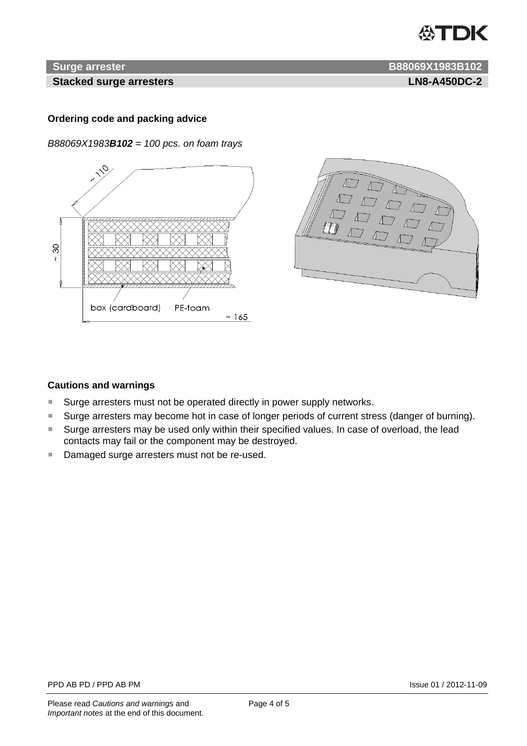## Ordering code and packing advice

*B88069X1983**B102** = 100 pcs. on foam trays*

## Cautions and warnings

- Surge arresters must not be operated directly in power supply networks.
- Surge arresters may become hot in case of longer periods of current stress (danger of burning).
- Surge arresters may be used only within their specified values. In case of overload, the lead contacts may fail or the component may be destroyed.
- Damaged surge arresters must not be re-used.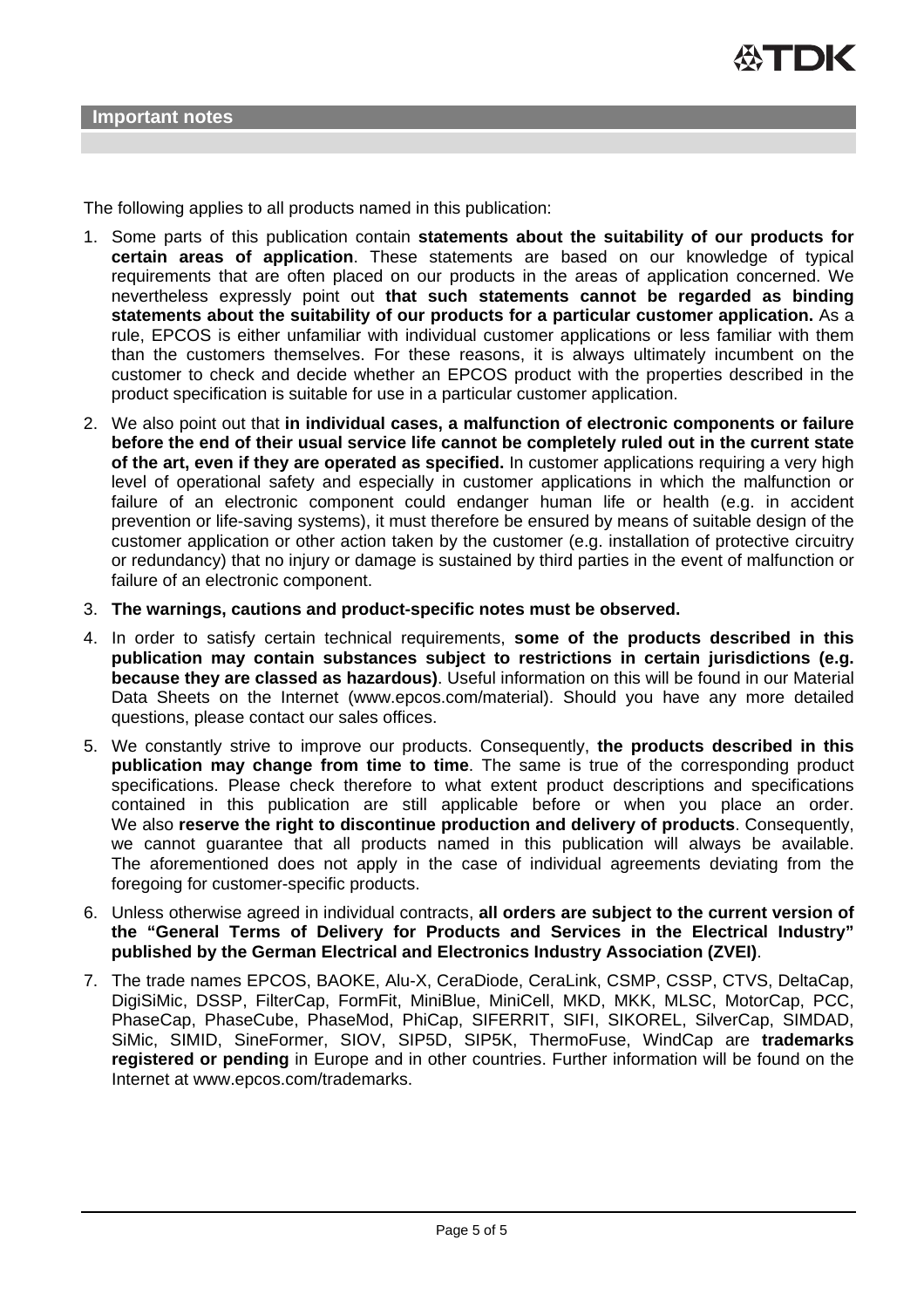## Important notes

The following applies to all products named in this publication:

1. Some parts of this publication contain **statements about the suitability of our products for certain areas of application**. These statements are based on our knowledge of typical requirements that are often placed on our products in the areas of application concerned. We nevertheless expressly point out **that such statements cannot be regarded as binding statements about the suitability of our products for a particular customer application.** As a rule, EPCOS is either unfamiliar with individual customer applications or less familiar with them than the customers themselves. For these reasons, it is always ultimately incumbent on the customer to check and decide whether an EPCOS product with the properties described in the product specification is suitable for use in a particular customer application.
2. We also point out that **in individual cases, a malfunction of electronic components or failure before the end of their usual service life cannot be completely ruled out in the current state of the art, even if they are operated as specified.** In customer applications requiring a very high level of operational safety and especially in customer applications in which the malfunction or failure of an electronic component could endanger human life or health (e.g. in accident prevention or life-saving systems), it must therefore be ensured by means of suitable design of the customer application or other action taken by the customer (e.g. installation of protective circuitry or redundancy) that no injury or damage is sustained by third parties in the event of malfunction or failure of an electronic component.
3. **The warnings, cautions and product-specific notes must be observed.**
4. In order to satisfy certain technical requirements, **some of the products described in this publication may contain substances subject to restrictions in certain jurisdictions (e.g. because they are classed as hazardous)**. Useful information on this will be found in our Material Data Sheets on the Internet (www.epcos.com/material). Should you have any more detailed questions, please contact our sales offices.
5. We constantly strive to improve our products. Consequently, **the products described in this publication may change from time to time**. The same is true of the corresponding product specifications. Please check therefore to what extent product descriptions and specifications contained in this publication are still applicable before or when you place an order. We also **reserve the right to discontinue production and delivery of products**. Consequently, we cannot guarantee that all products named in this publication will always be available. The aforementioned does not apply in the case of individual agreements deviating from the foregoing for customer-specific products.
6. Unless otherwise agreed in individual contracts, **all orders are subject to the current version of the "General Terms of Delivery for Products and Services in the Electrical Industry" published by the German Electrical and Electronics Industry Association (ZVEI)**.
7. The trade names EPCOS, BAOKE, Alu-X, CeraDiode, CeraLink, CSMP, CSSP, CTVS, DeltaCap, DigiSiMic, DSSP, FilterCap, FormFit, MiniBlue, MiniCell, MKD, MKK, MLSC, MotorCap, PCC, PhaseCap, PhaseCube, PhaseMod, PhiCap, SIFERRIT, SIFI, SIKOREL, SilverCap, SIMDAD, SiMic, SIMID, SineFormer, SIOV, SIP5D, SIP5K, ThermoFuse, WindCap are **trademarks registered or pending** in Europe and in other countries. Further information will be found on the Internet at www.epcos.com/trademarks.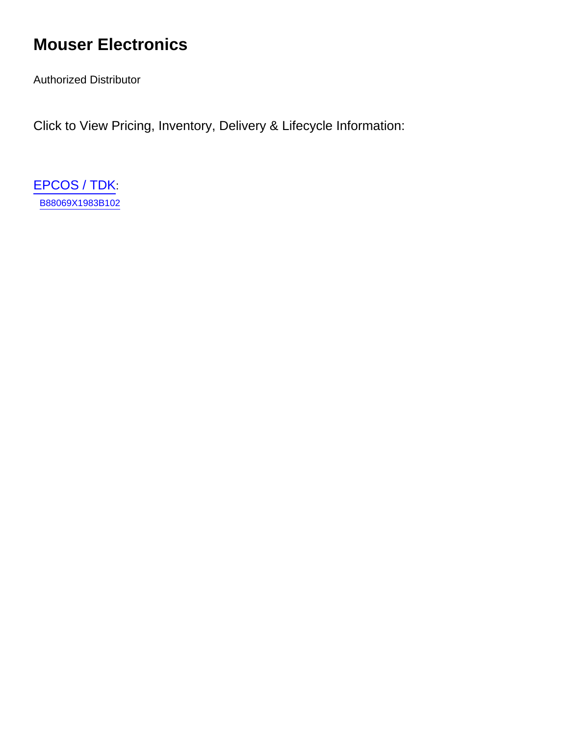# Mouser Electronics

Authorized Distributor

Click to View Pricing, Inventory, Delivery & Lifecycle Information:

EPCOS / TDK:

B88069X1983B102